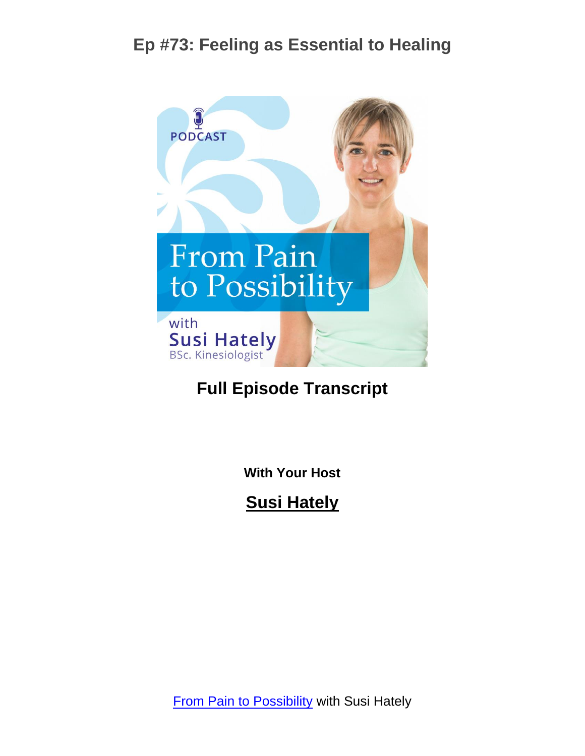# Ep #73: Feeling as Essential to Healing

## Full Episode Transcript

**With Your Host**

**Susi Hately**

From Pain to Possibility with Susi Hately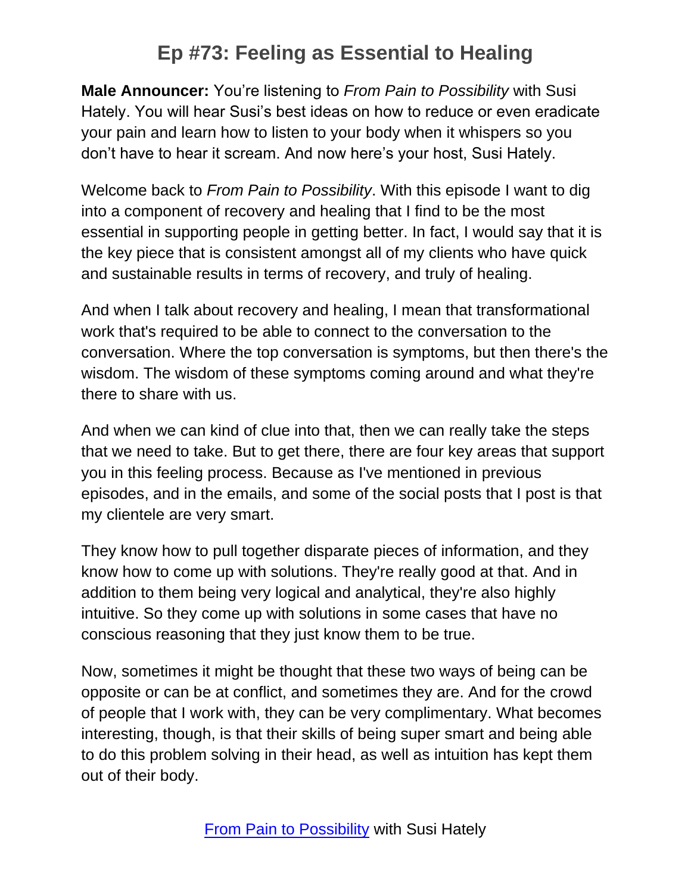# Ep #73: Feeling as Essential to Healing

**Male Announcer:** You're listening to *From Pain to Possibility* with Susi Hately. You will hear Susi's best ideas on how to reduce or even eradicate your pain and learn how to listen to your body when it whispers so you don't have to hear it scream. And now here's your host, Susi Hately.

Welcome back to *From Pain to Possibility*. With this episode I want to dig into a component of recovery and healing that I find to be the most essential in supporting people in getting better. In fact, I would say that it is the key piece that is consistent amongst all of my clients who have quick and sustainable results in terms of recovery, and truly of healing.

And when I talk about recovery and healing, I mean that transformational work that's required to be able to connect to the conversation to the conversation. Where the top conversation is symptoms, but then there's the wisdom. The wisdom of these symptoms coming around and what they're there to share with us.

And when we can kind of clue into that, then we can really take the steps that we need to take. But to get there, there are four key areas that support you in this feeling process. Because as I've mentioned in previous episodes, and in the emails, and some of the social posts that I post is that my clientele are very smart.

They know how to pull together disparate pieces of information, and they know how to come up with solutions. They're really good at that. And in addition to them being very logical and analytical, they're also highly intuitive. So they come up with solutions in some cases that have no conscious reasoning that they just know them to be true.

Now, sometimes it might be thought that these two ways of being can be opposite or can be at conflict, and sometimes they are. And for the crowd of people that I work with, they can be very complimentary. What becomes interesting, though, is that their skills of being super smart and being able to do this problem solving in their head, as well as intuition has kept them out of their body.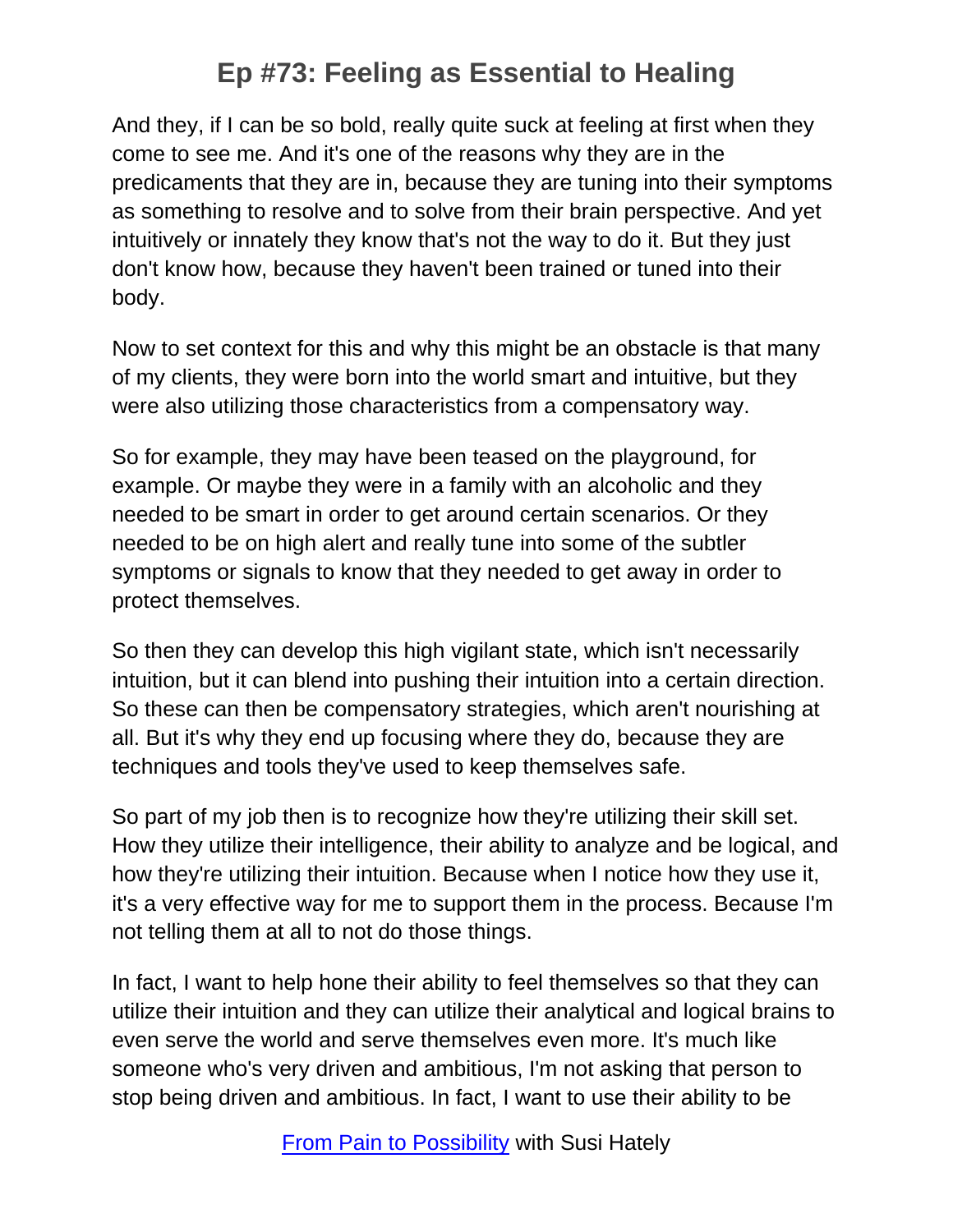And they, if I can be so bold, really quite suck at feeling at first when they come to see me. And it's one of the reasons why they are in the predicaments that they are in, because they are tuning into their symptoms as something to resolve and to solve from their brain perspective. And yet intuitively or innately they know that's not the way to do it. But they just don't know how, because they haven't been trained or tuned into their body.

Now to set context for this and why this might be an obstacle is that many of my clients, they were born into the world smart and intuitive, but they were also utilizing those characteristics from a compensatory way.

So for example, they may have been teased on the playground, for example. Or maybe they were in a family with an alcoholic and they needed to be smart in order to get around certain scenarios. Or they needed to be on high alert and really tune into some of the subtler symptoms or signals to know that they needed to get away in order to protect themselves.

So then they can develop this high vigilant state, which isn't necessarily intuition, but it can blend into pushing their intuition into a certain direction. So these can then be compensatory strategies, which aren't nourishing at all. But it's why they end up focusing where they do, because they are techniques and tools they've used to keep themselves safe.

So part of my job then is to recognize how they're utilizing their skill set. How they utilize their intelligence, their ability to analyze and be logical, and how they're utilizing their intuition. Because when I notice how they use it, it's a very effective way for me to support them in the process. Because I'm not telling them at all to not do those things.

In fact, I want to help hone their ability to feel themselves so that they can utilize their intuition and they can utilize their analytical and logical brains to even serve the world and serve themselves even more. It's much like someone who's very driven and ambitious, I'm not asking that person to stop being driven and ambitious. In fact, I want to use their ability to be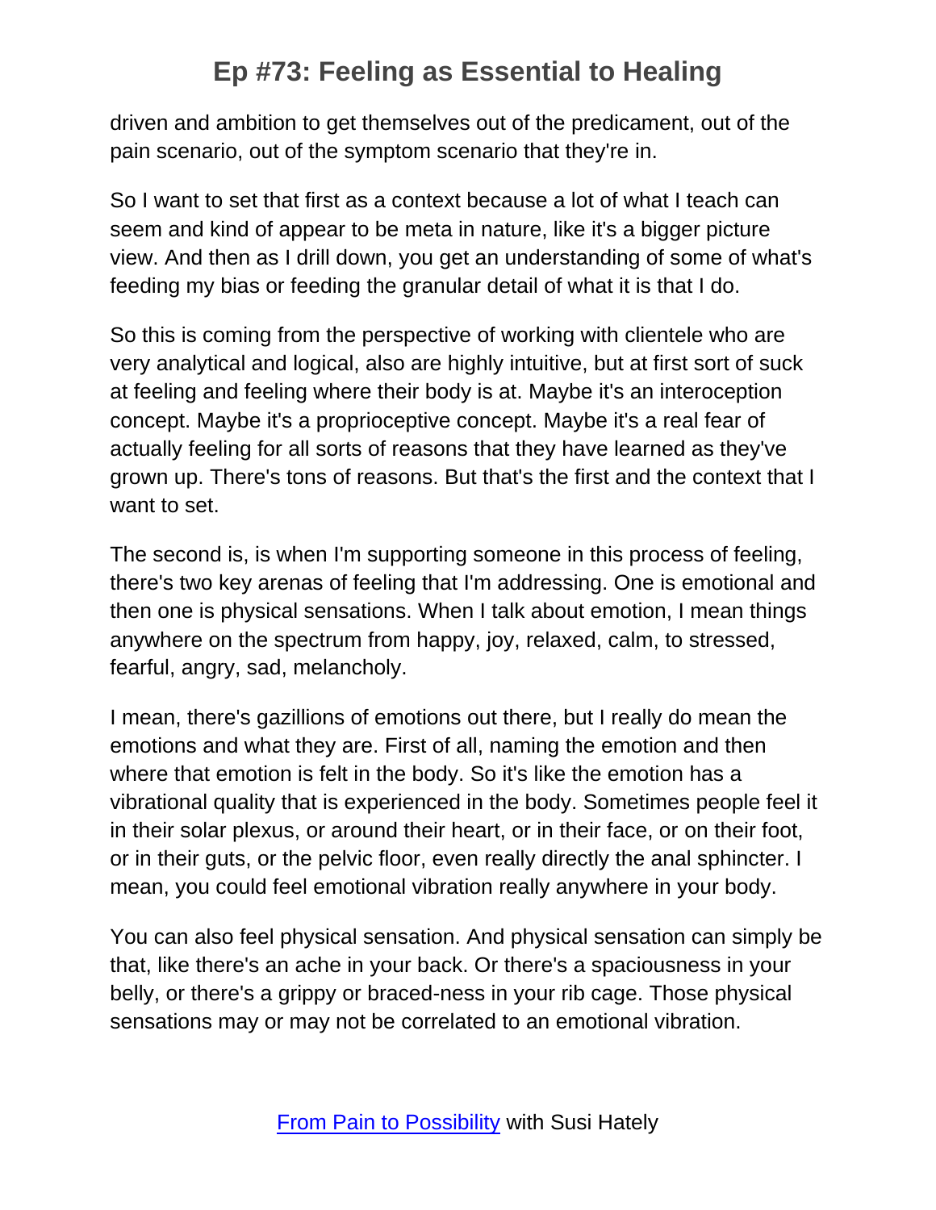driven and ambition to get themselves out of the predicament, out of the pain scenario, out of the symptom scenario that they're in.

So I want to set that first as a context because a lot of what I teach can seem and kind of appear to be meta in nature, like it's a bigger picture view. And then as I drill down, you get an understanding of some of what's feeding my bias or feeding the granular detail of what it is that I do.

So this is coming from the perspective of working with clientele who are very analytical and logical, also are highly intuitive, but at first sort of suck at feeling and feeling where their body is at. Maybe it's an interoception concept. Maybe it's a proprioceptive concept. Maybe it's a real fear of actually feeling for all sorts of reasons that they have learned as they've grown up. There's tons of reasons. But that's the first and the context that I want to set.

The second is, is when I'm supporting someone in this process of feeling, there's two key arenas of feeling that I'm addressing. One is emotional and then one is physical sensations. When I talk about emotion, I mean things anywhere on the spectrum from happy, joy, relaxed, calm, to stressed, fearful, angry, sad, melancholy.

I mean, there's gazillions of emotions out there, but I really do mean the emotions and what they are. First of all, naming the emotion and then where that emotion is felt in the body. So it's like the emotion has a vibrational quality that is experienced in the body. Sometimes people feel it in their solar plexus, or around their heart, or in their face, or on their foot, or in their guts, or the pelvic floor, even really directly the anal sphincter. I mean, you could feel emotional vibration really anywhere in your body.

You can also feel physical sensation. And physical sensation can simply be that, like there's an ache in your back. Or there's a spaciousness in your belly, or there's a grippy or braced-ness in your rib cage. Those physical sensations may or may not be correlated to an emotional vibration.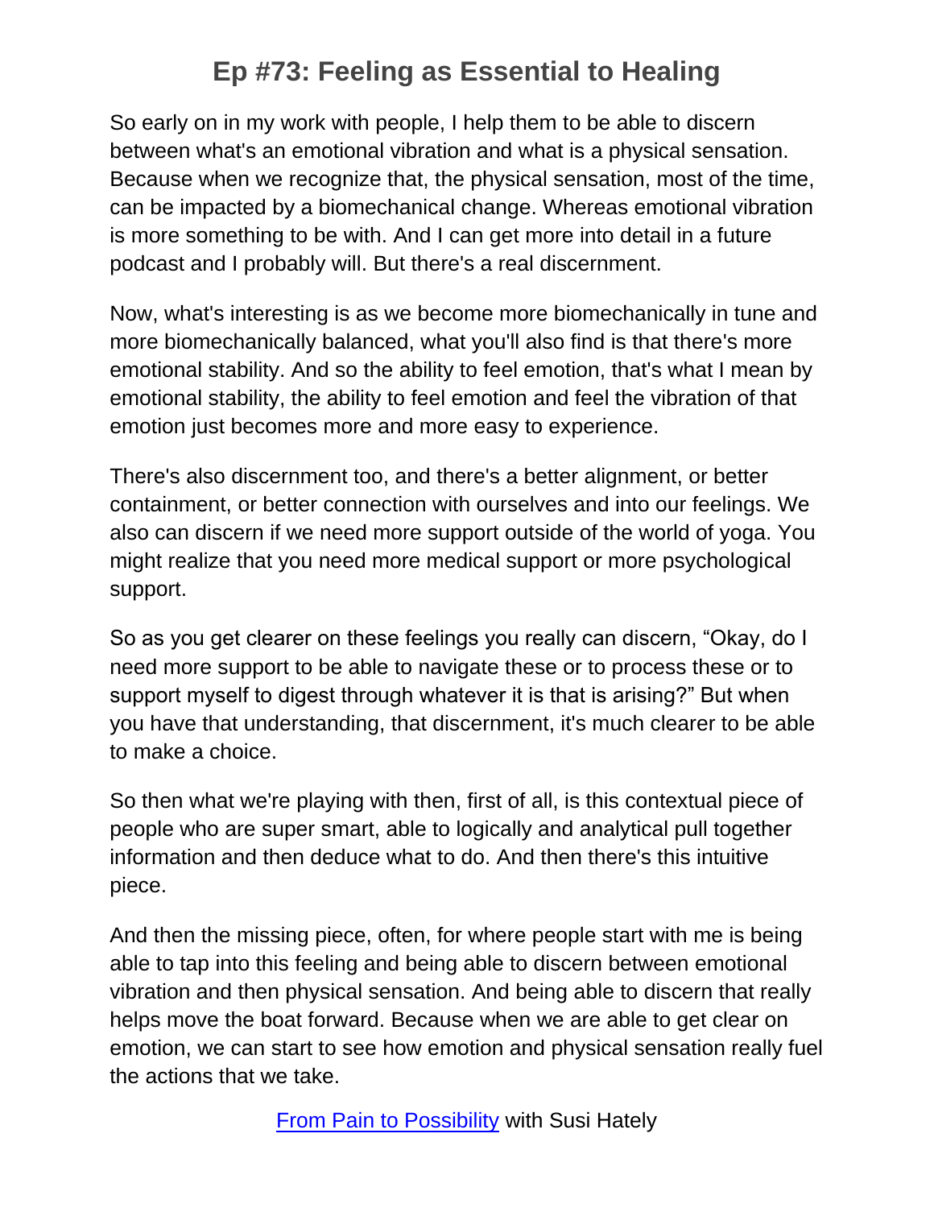So early on in my work with people, I help them to be able to discern between what's an emotional vibration and what is a physical sensation. Because when we recognize that, the physical sensation, most of the time, can be impacted by a biomechanical change. Whereas emotional vibration is more something to be with. And I can get more into detail in a future podcast and I probably will. But there's a real discernment.

Now, what's interesting is as we become more biomechanically in tune and more biomechanically balanced, what you'll also find is that there's more emotional stability. And so the ability to feel emotion, that's what I mean by emotional stability, the ability to feel emotion and feel the vibration of that emotion just becomes more and more easy to experience.

There's also discernment too, and there's a better alignment, or better containment, or better connection with ourselves and into our feelings. We also can discern if we need more support outside of the world of yoga. You might realize that you need more medical support or more psychological support.

So as you get clearer on these feelings you really can discern, "Okay, do I need more support to be able to navigate these or to process these or to support myself to digest through whatever it is that is arising?" But when you have that understanding, that discernment, it's much clearer to be able to make a choice.

So then what we're playing with then, first of all, is this contextual piece of people who are super smart, able to logically and analytical pull together information and then deduce what to do. And then there's this intuitive piece.

And then the missing piece, often, for where people start with me is being able to tap into this feeling and being able to discern between emotional vibration and then physical sensation. And being able to discern that really helps move the boat forward. Because when we are able to get clear on emotion, we can start to see how emotion and physical sensation really fuel the actions that we take.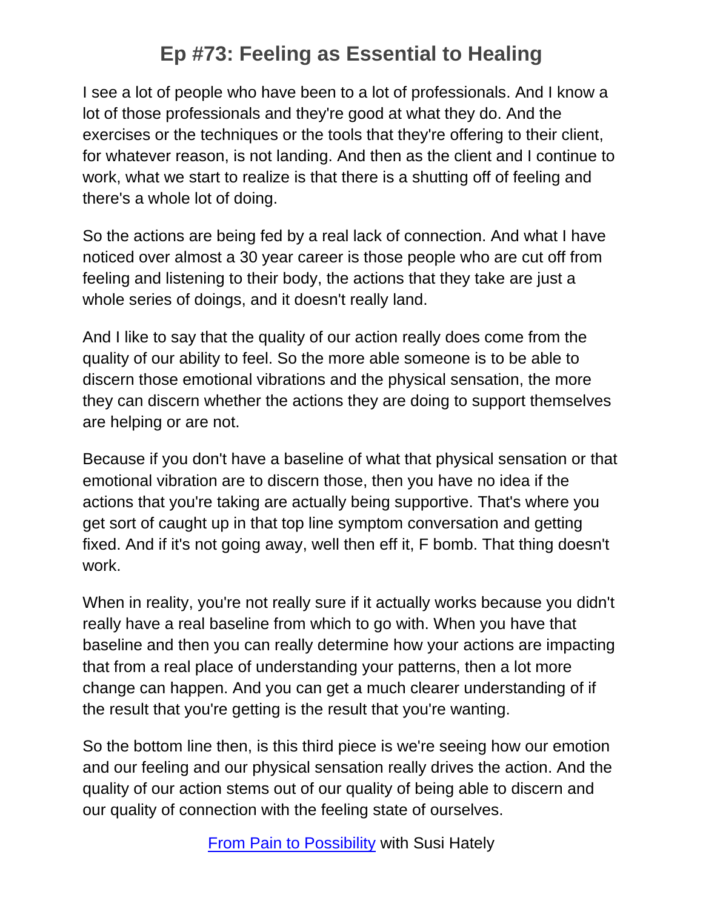I see a lot of people who have been to a lot of professionals. And I know a lot of those professionals and they're good at what they do. And the exercises or the techniques or the tools that they're offering to their client, for whatever reason, is not landing. And then as the client and I continue to work, what we start to realize is that there is a shutting off of feeling and there's a whole lot of doing.

So the actions are being fed by a real lack of connection. And what I have noticed over almost a 30 year career is those people who are cut off from feeling and listening to their body, the actions that they take are just a whole series of doings, and it doesn't really land.

And I like to say that the quality of our action really does come from the quality of our ability to feel. So the more able someone is to be able to discern those emotional vibrations and the physical sensation, the more they can discern whether the actions they are doing to support themselves are helping or are not.

Because if you don't have a baseline of what that physical sensation or that emotional vibration are to discern those, then you have no idea if the actions that you're taking are actually being supportive. That's where you get sort of caught up in that top line symptom conversation and getting fixed. And if it's not going away, well then eff it, F bomb. That thing doesn't work.

When in reality, you're not really sure if it actually works because you didn't really have a real baseline from which to go with. When you have that baseline and then you can really determine how your actions are impacting that from a real place of understanding your patterns, then a lot more change can happen. And you can get a much clearer understanding of if the result that you're getting is the result that you're wanting.

So the bottom line then, is this third piece is we're seeing how our emotion and our feeling and our physical sensation really drives the action. And the quality of our action stems out of our quality of being able to discern and our quality of connection with the feeling state of ourselves.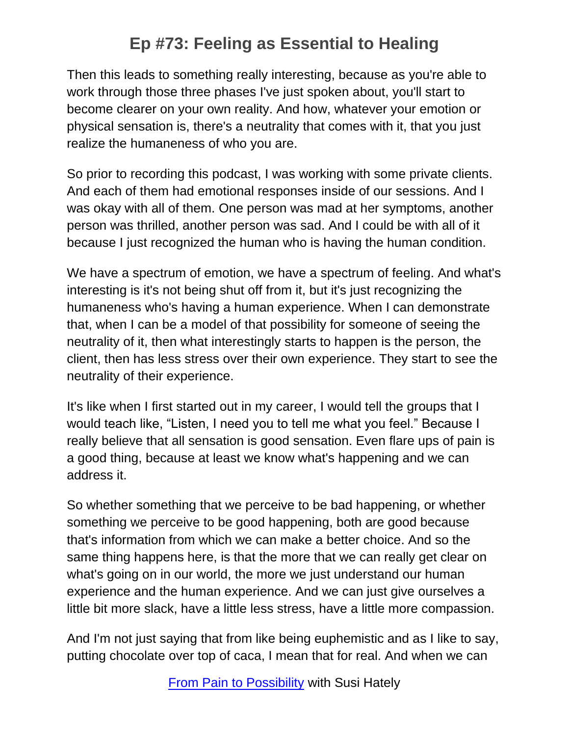Then this leads to something really interesting, because as you're able to work through those three phases I've just spoken about, you'll start to become clearer on your own reality. And how, whatever your emotion or physical sensation is, there's a neutrality that comes with it, that you just realize the humaneness of who you are.

So prior to recording this podcast, I was working with some private clients. And each of them had emotional responses inside of our sessions. And I was okay with all of them. One person was mad at her symptoms, another person was thrilled, another person was sad. And I could be with all of it because I just recognized the human who is having the human condition.

We have a spectrum of emotion, we have a spectrum of feeling. And what's interesting is it's not being shut off from it, but it's just recognizing the humaneness who's having a human experience. When I can demonstrate that, when I can be a model of that possibility for someone of seeing the neutrality of it, then what interestingly starts to happen is the person, the client, then has less stress over their own experience. They start to see the neutrality of their experience.

It's like when I first started out in my career, I would tell the groups that I would teach like, "Listen, I need you to tell me what you feel." Because I really believe that all sensation is good sensation. Even flare ups of pain is a good thing, because at least we know what's happening and we can address it.

So whether something that we perceive to be bad happening, or whether something we perceive to be good happening, both are good because that's information from which we can make a better choice. And so the same thing happens here, is that the more that we can really get clear on what's going on in our world, the more we just understand our human experience and the human experience. And we can just give ourselves a little bit more slack, have a little less stress, have a little more compassion.

And I'm not just saying that from like being euphemistic and as I like to say, putting chocolate over top of caca, I mean that for real. And when we can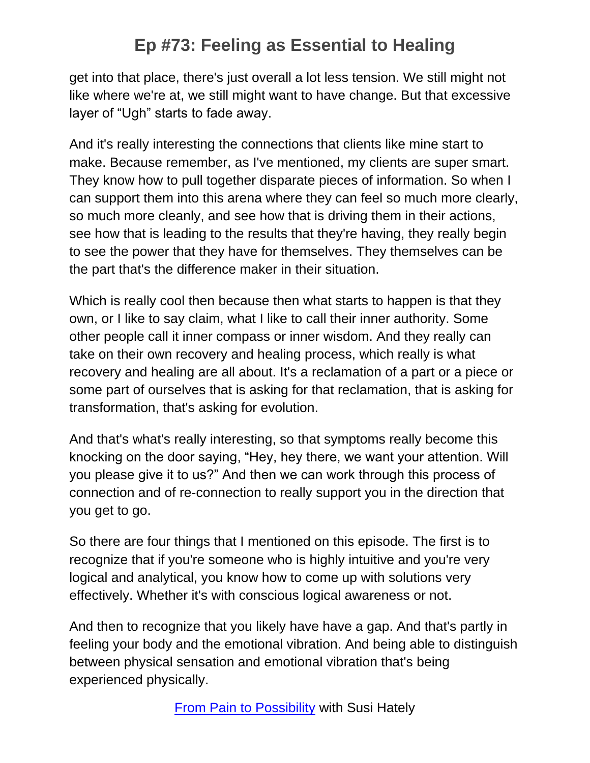get into that place, there's just overall a lot less tension. We still might not like where we're at, we still might want to have change. But that excessive layer of "Ugh" starts to fade away.

And it's really interesting the connections that clients like mine start to make. Because remember, as I've mentioned, my clients are super smart. They know how to pull together disparate pieces of information. So when I can support them into this arena where they can feel so much more clearly, so much more cleanly, and see how that is driving them in their actions, see how that is leading to the results that they're having, they really begin to see the power that they have for themselves. They themselves can be the part that's the difference maker in their situation.

Which is really cool then because then what starts to happen is that they own, or I like to say claim, what I like to call their inner authority. Some other people call it inner compass or inner wisdom. And they really can take on their own recovery and healing process, which really is what recovery and healing are all about. It's a reclamation of a part or a piece or some part of ourselves that is asking for that reclamation, that is asking for transformation, that's asking for evolution.

And that's what's really interesting, so that symptoms really become this knocking on the door saying, "Hey, hey there, we want your attention. Will you please give it to us?" And then we can work through this process of connection and of re-connection to really support you in the direction that you get to go.

So there are four things that I mentioned on this episode. The first is to recognize that if you're someone who is highly intuitive and you're very logical and analytical, you know how to come up with solutions very effectively. Whether it's with conscious logical awareness or not.

And then to recognize that you likely have have a gap. And that's partly in feeling your body and the emotional vibration. And being able to distinguish between physical sensation and emotional vibration that's being experienced physically.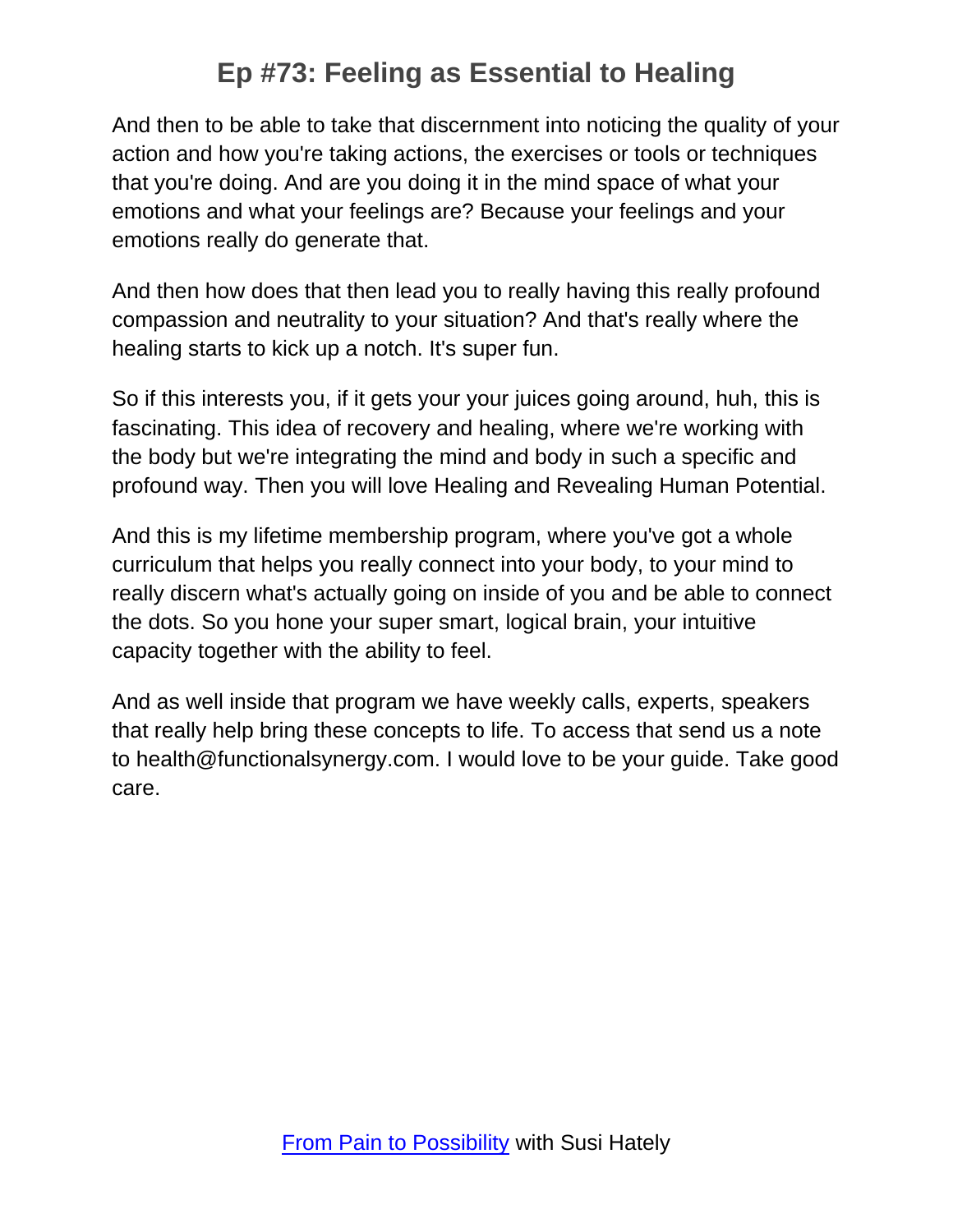And then to be able to take that discernment into noticing the quality of your action and how you're taking actions, the exercises or tools or techniques that you're doing. And are you doing it in the mind space of what your emotions and what your feelings are? Because your feelings and your emotions really do generate that.

And then how does that then lead you to really having this really profound compassion and neutrality to your situation? And that's really where the healing starts to kick up a notch. It's super fun.

So if this interests you, if it gets your your juices going around, huh, this is fascinating. This idea of recovery and healing, where we're working with the body but we're integrating the mind and body in such a specific and profound way. Then you will love Healing and Revealing Human Potential.

And this is my lifetime membership program, where you've got a whole curriculum that helps you really connect into your body, to your mind to really discern what's actually going on inside of you and be able to connect the dots. So you hone your super smart, logical brain, your intuitive capacity together with the ability to feel.

And as well inside that program we have weekly calls, experts, speakers that really help bring these concepts to life. To access that send us a note to health@functionalsynergy.com. I would love to be your guide. Take good care.